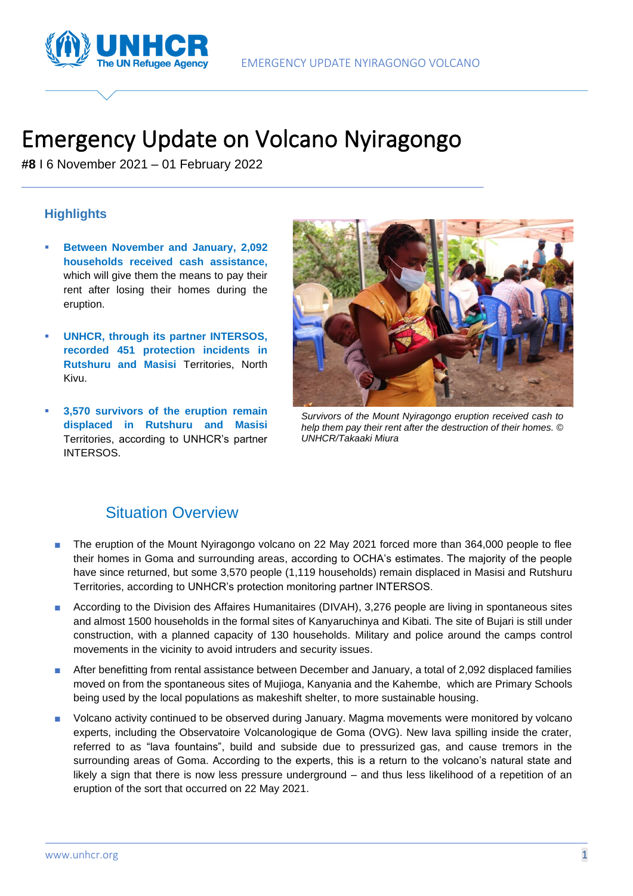# Emergency Update on Volcano Nyiragongo

**#8** I 6 November 2021 – 01 February 2022

## Highlights

- **Between November and January, 2,092 households received cash assistance,** which will give them the means to pay their rent after losing their homes during the eruption.
- **UNHCR, through its partner INTERSOS, recorded 451 protection incidents in Rutshuru and Masisi** Territories, North Kivu.
- **3,570 survivors of the eruption remain displaced in Rutshuru and Masisi** Territories, according to UNHCR's partner INTERSOS.

*Survivors of the Mount Nyiragongo eruption received cash to help them pay their rent after the destruction of their homes. © UNHCR/Takaaki Miura*

## Situation Overview

- The eruption of the Mount Nyiragongo volcano on 22 May 2021 forced more than 364,000 people to flee their homes in Goma and surrounding areas, according to OCHA's estimates. The majority of the people have since returned, but some 3,570 people (1,119 households) remain displaced in Masisi and Rutshuru Territories, according to UNHCR's protection monitoring partner INTERSOS.
- According to the Division des Affaires Humanitaires (DIVAH), 3,276 people are living in spontaneous sites and almost 1500 households in the formal sites of Kanyaruchinya and Kibati. The site of Bujari is still under construction, with a planned capacity of 130 households. Military and police around the camps control movements in the vicinity to avoid intruders and security issues.
- After benefitting from rental assistance between December and January, a total of 2,092 displaced families moved on from the spontaneous sites of Mujioga, Kanyania and the Kahembe, which are Primary Schools being used by the local populations as makeshift shelter, to more sustainable housing.
- Volcano activity continued to be observed during January. Magma movements were monitored by volcano experts, including the Observatoire Volcanologique de Goma (OVG). New lava spilling inside the crater, referred to as "lava fountains", build and subside due to pressurized gas, and cause tremors in the surrounding areas of Goma. According to the experts, this is a return to the volcano's natural state and likely a sign that there is now less pressure underground – and thus less likelihood of a repetition of an eruption of the sort that occurred on 22 May 2021.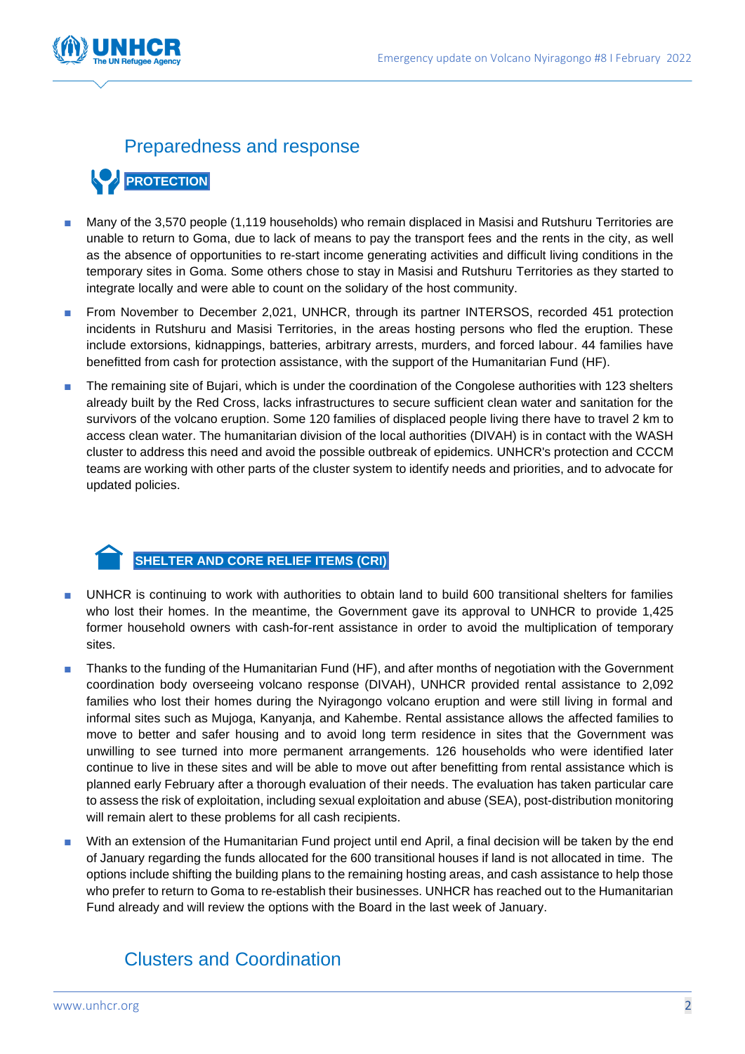## Preparedness and response

### PROTECTION

- Many of the 3,570 people (1,119 households) who remain displaced in Masisi and Rutshuru Territories are unable to return to Goma, due to lack of means to pay the transport fees and the rents in the city, as well as the absence of opportunities to re-start income generating activities and difficult living conditions in the temporary sites in Goma. Some others chose to stay in Masisi and Rutshuru Territories as they started to integrate locally and were able to count on the solidary of the host community.
- From November to December 2,021, UNHCR, through its partner INTERSOS, recorded 451 protection incidents in Rutshuru and Masisi Territories, in the areas hosting persons who fled the eruption. These include extorsions, kidnappings, batteries, arbitrary arrests, murders, and forced labour. 44 families have benefitted from cash for protection assistance, with the support of the Humanitarian Fund (HF).
- The remaining site of Bujari, which is under the coordination of the Congolese authorities with 123 shelters already built by the Red Cross, lacks infrastructures to secure sufficient clean water and sanitation for the survivors of the volcano eruption. Some 120 families of displaced people living there have to travel 2 km to access clean water. The humanitarian division of the local authorities (DIVAH) is in contact with the WASH cluster to address this need and avoid the possible outbreak of epidemics. UNHCR's protection and CCCM teams are working with other parts of the cluster system to identify needs and priorities, and to advocate for updated policies.

### SHELTER AND CORE RELIEF ITEMS (CRI)

- UNHCR is continuing to work with authorities to obtain land to build 600 transitional shelters for families who lost their homes. In the meantime, the Government gave its approval to UNHCR to provide 1,425 former household owners with cash-for-rent assistance in order to avoid the multiplication of temporary sites.
- Thanks to the funding of the Humanitarian Fund (HF), and after months of negotiation with the Government coordination body overseeing volcano response (DIVAH), UNHCR provided rental assistance to 2,092 families who lost their homes during the Nyiragongo volcano eruption and were still living in formal and informal sites such as Mujoga, Kanyanja, and Kahembe. Rental assistance allows the affected families to move to better and safer housing and to avoid long term residence in sites that the Government was unwilling to see turned into more permanent arrangements. 126 households who were identified later continue to live in these sites and will be able to move out after benefitting from rental assistance which is planned early February after a thorough evaluation of their needs. The evaluation has taken particular care to assess the risk of exploitation, including sexual exploitation and abuse (SEA), post-distribution monitoring will remain alert to these problems for all cash recipients.
- With an extension of the Humanitarian Fund project until end April, a final decision will be taken by the end of January regarding the funds allocated for the 600 transitional houses if land is not allocated in time. The options include shifting the building plans to the remaining hosting areas, and cash assistance to help those who prefer to return to Goma to re-establish their businesses. UNHCR has reached out to the Humanitarian Fund already and will review the options with the Board in the last week of January.

## Clusters and Coordination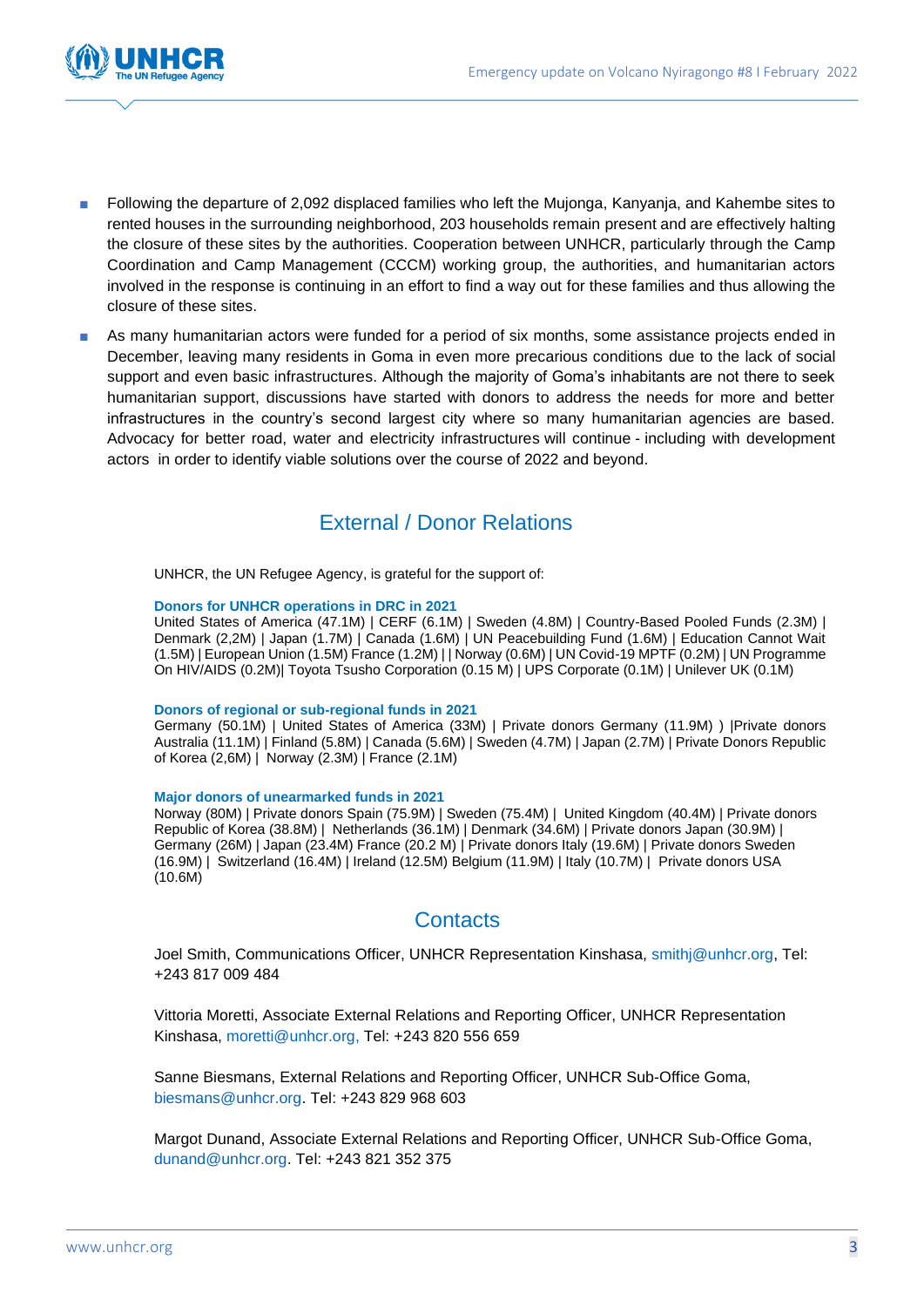- Following the departure of 2,092 displaced families who left the Mujonga, Kanyanja, and Kahembe sites to rented houses in the surrounding neighborhood, 203 households remain present and are effectively halting the closure of these sites by the authorities. Cooperation between UNHCR, particularly through the Camp Coordination and Camp Management (CCCM) working group, the authorities, and humanitarian actors involved in the response is continuing in an effort to find a way out for these families and thus allowing the closure of these sites.
- As many humanitarian actors were funded for a period of six months, some assistance projects ended in December, leaving many residents in Goma in even more precarious conditions due to the lack of social support and even basic infrastructures. Although the majority of Goma's inhabitants are not there to seek humanitarian support, discussions have started with donors to address the needs for more and better infrastructures in the country's second largest city where so many humanitarian agencies are based. Advocacy for better road, water and electricity infrastructures will continue - including with development actors in order to identify viable solutions over the course of 2022 and beyond.

## External / Donor Relations

UNHCR, the UN Refugee Agency, is grateful for the support of:

**Donors for UNHCR operations in DRC in 2021**

United States of America (47.1M) | CERF (6.1M) | Sweden (4.8M) | Country-Based Pooled Funds (2.3M) | Denmark (2,2M) | Japan (1.7M) | Canada (1.6M) | UN Peacebuilding Fund (1.6M) | Education Cannot Wait (1.5M) | European Union (1.5M) France (1.2M) | | Norway (0.6M) | UN Covid-19 MPTF (0.2M) | UN Programme On HIV/AIDS (0.2M)| Toyota Tsusho Corporation (0.15 M) | UPS Corporate (0.1M) | Unilever UK (0.1M)

**Donors of regional or sub-regional funds in 2021**

Germany (50.1M) | United States of America (33M) | Private donors Germany (11.9M) ) |Private donors Australia (11.1M) | Finland (5.8M) | Canada (5.6M) | Sweden (4.7M) | Japan (2.7M) | Private Donors Republic of Korea (2,6M) | Norway (2.3M) | France (2.1M)

**Major donors of unearmarked funds in 2021**

Norway (80M) | Private donors Spain (75.9M) | Sweden (75.4M) | United Kingdom (40.4M) | Private donors Republic of Korea (38.8M) | Netherlands (36.1M) | Denmark (34.6M) | Private donors Japan (30.9M) | Germany (26M) | Japan (23.4M) France (20.2 M) | Private donors Italy (19.6M) | Private donors Sweden (16.9M) | Switzerland (16.4M) | Ireland (12.5M) Belgium (11.9M) | Italy (10.7M) | Private donors USA (10.6M)

## Contacts

Joel Smith, Communications Officer, UNHCR Representation Kinshasa, smithj@unhcr.org, Tel: +243 817 009 484

Vittoria Moretti, Associate External Relations and Reporting Officer, UNHCR Representation Kinshasa, moretti@unhcr.org, Tel: +243 820 556 659

Sanne Biesmans, External Relations and Reporting Officer, UNHCR Sub-Office Goma, biesmans@unhcr.org. Tel: +243 829 968 603

Margot Dunand, Associate External Relations and Reporting Officer, UNHCR Sub-Office Goma, dunand@unhcr.org. Tel: +243 821 352 375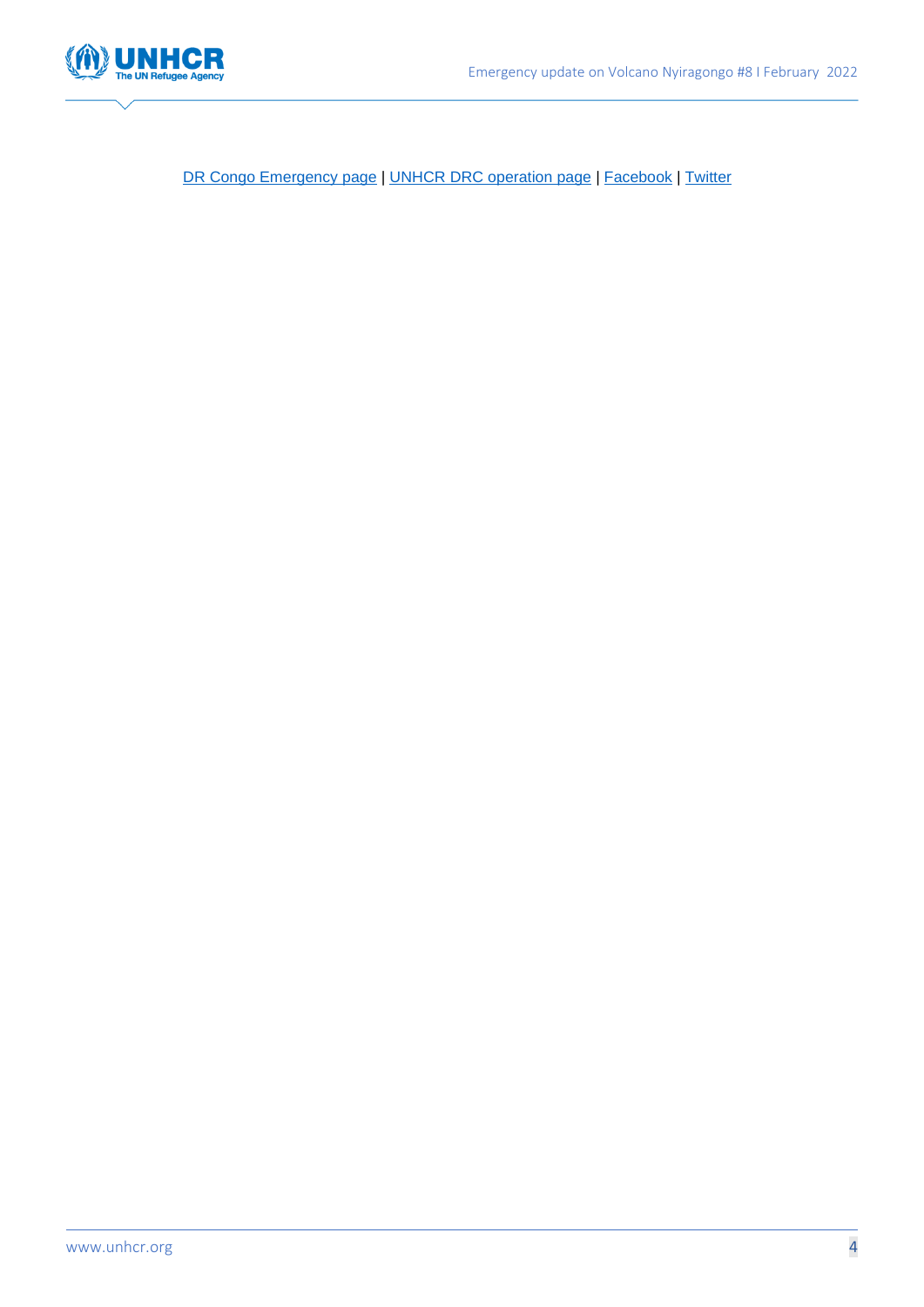DR Congo Emergency page | UNHCR DRC operation page | Facebook | Twitter